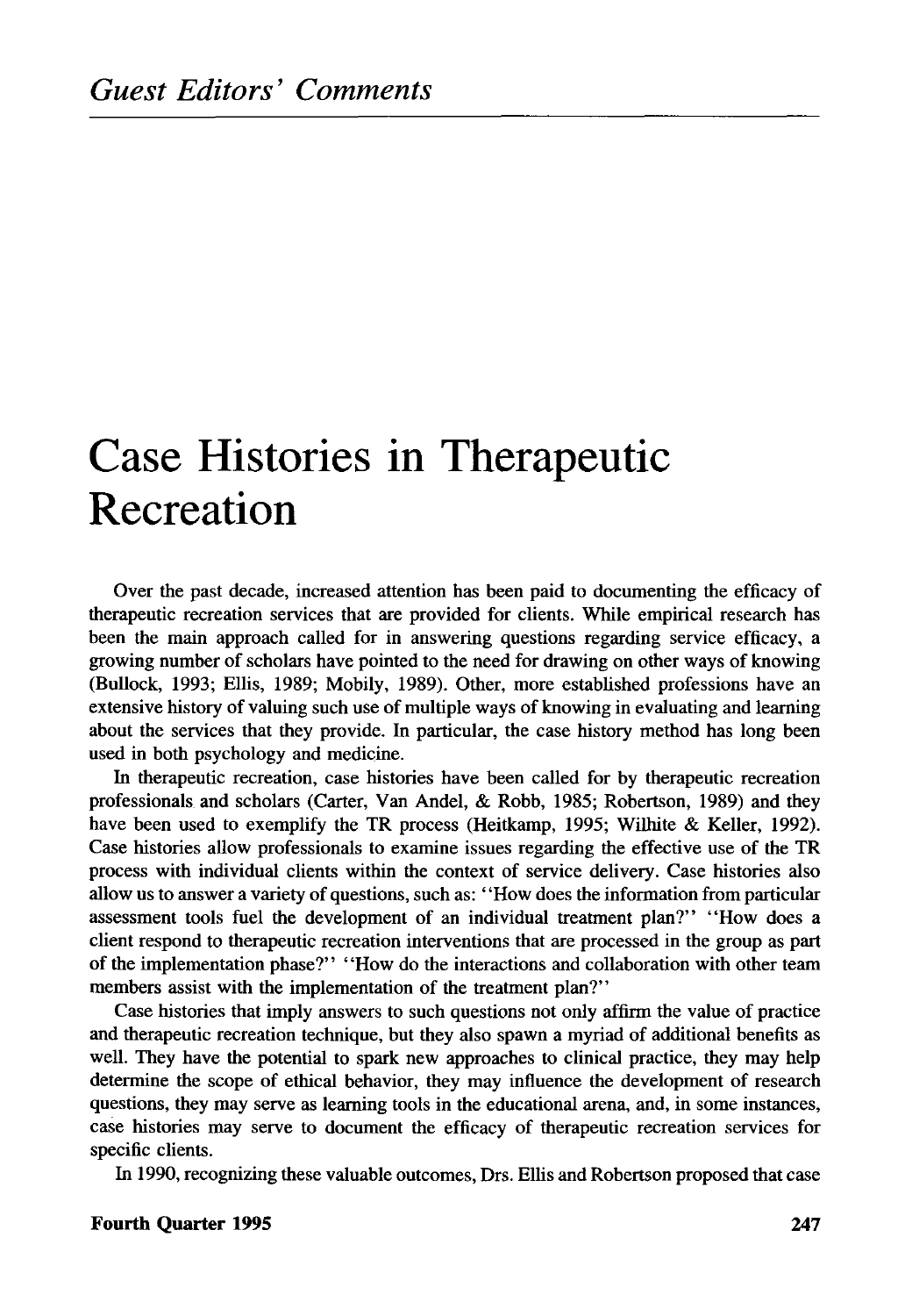*Guest Editors' Comments*

# Case Histories in Therapeutic Recreation

Over the past decade, increased attention has been paid to documenting the efficacy of therapeutic recreation services that are provided for clients. While empirical research has been the main approach called for in answering questions regarding service efficacy, a growing number of scholars have pointed to the need for drawing on other ways of knowing (Bullock, 1993; Ellis, 1989; Mobily, 1989). Other, more established professions have an extensive history of valuing such use of multiple ways of knowing in evaluating and learning about the services that they provide. In particular, the case history method has long been used in both psychology and medicine.

In therapeutic recreation, case histories have been called for by therapeutic recreation professionals and scholars (Carter, Van Andel, & Robb, 1985; Robertson, 1989) and they have been used to exemplify the TR process (Heitkamp, 1995; Wilhite & Keller, 1992). Case histories allow professionals to examine issues regarding the effective use of the TR process with individual clients within the context of service delivery. Case histories also allow us to answer a variety of questions, such as: "How does the information from particular assessment tools fuel the development of an individual treatment plan?" "How does a client respond to therapeutic recreation interventions that are processed in the group as part of the implementation phase?" "How do the interactions and collaboration with other team members assist with the implementation of the treatment plan?"

Case histories that imply answers to such questions not only affirm the value of practice and therapeutic recreation technique, but they also spawn a myriad of additional benefits as well. They have the potential to spark new approaches to clinical practice, they may help determine the scope of ethical behavior, they may influence the development of research questions, they may serve as learning tools in the educational arena, and, in some instances, case histories may serve to document the efficacy of therapeutic recreation services for specific clients.

In 1990, recognizing these valuable outcomes, Drs. Ellis and Robertson proposed that case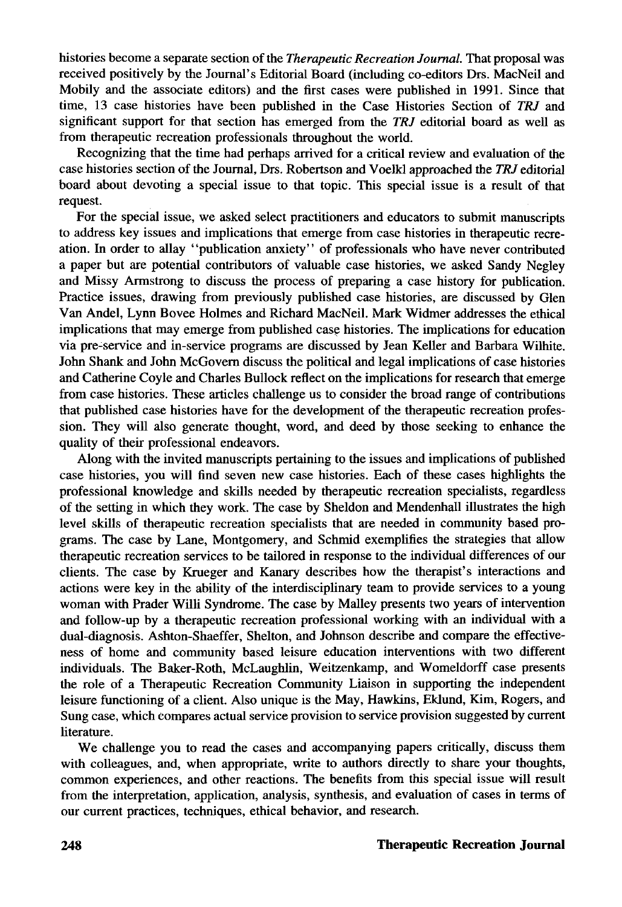histories become a separate section of the *Therapeutic Recreation Journal*. That proposal was received positively by the Journal's Editorial Board (including co-editors Drs. MacNeil and Mobily and the associate editors) and the first cases were published in 1991. Since that time, 13 case histories have been published in the Case Histories Section of *TRJ* and significant support for that section has emerged from the *TRJ* editorial board as well as from therapeutic recreation professionals throughout the world.

Recognizing that the time had perhaps arrived for a critical review and evaluation of the case histories section of the Journal, Drs. Robertson and Voelkl approached the *TRJ* editorial board about devoting a special issue to that topic. This special issue is a result of that request.

For the special issue, we asked select practitioners and educators to submit manuscripts to address key issues and implications that emerge from case histories in therapeutic recreation. In order to allay "publication anxiety" of professionals who have never contributed a paper but are potential contributors of valuable case histories, we asked Sandy Negley and Missy Armstrong to discuss the process of preparing a case history for publication. Practice issues, drawing from previously published case histories, are discussed by Glen Van Andel, Lynn Bovee Holmes and Richard MacNeil. Mark Widmer addresses the ethical implications that may emerge from published case histories. The implications for education via pre-service and in-service programs are discussed by Jean Keller and Barbara Wilhite. John Shank and John McGovern discuss the political and legal implications of case histories and Catherine Coyle and Charles Bullock reflect on the implications for research that emerge from case histories. These articles challenge us to consider the broad range of contributions that published case histories have for the development of the therapeutic recreation profession. They will also generate thought, word, and deed by those seeking to enhance the quality of their professional endeavors.

Along with the invited manuscripts pertaining to the issues and implications of published case histories, you will find seven new case histories. Each of these cases highlights the professional knowledge and skills needed by therapeutic recreation specialists, regardless of the setting in which they work. The case by Sheldon and Mendenhall illustrates the high level skills of therapeutic recreation specialists that are needed in community based programs. The case by Lane, Montgomery, and Schmid exemplifies the strategies that allow therapeutic recreation services to be tailored in response to the individual differences of our clients. The case by Krueger and Kanary describes how the therapist's interactions and actions were key in the ability of the interdisciplinary team to provide services to a young woman with Prader Willi Syndrome. The case by Malley presents two years of intervention and follow-up by a therapeutic recreation professional working with an individual with a dual-diagnosis. Ashton-Shaeffer, Shelton, and Johnson describe and compare the effectiveness of home and community based leisure education interventions with two different individuals. The Baker-Roth, McLaughlin, Weitzenkamp, and Womeldorff case presents the role of a Therapeutic Recreation Community Liaison in supporting the independent leisure functioning of a client. Also unique is the May, Hawkins, Eklund, Kim, Rogers, and Sung case, which compares actual service provision to service provision suggested by current literature.

We challenge you to read the cases and accompanying papers critically, discuss them with colleagues, and, when appropriate, write to authors directly to share your thoughts, common experiences, and other reactions. The benefits from this special issue will result from the interpretation, application, analysis, synthesis, and evaluation of cases in terms of our current practices, techniques, ethical behavior, and research.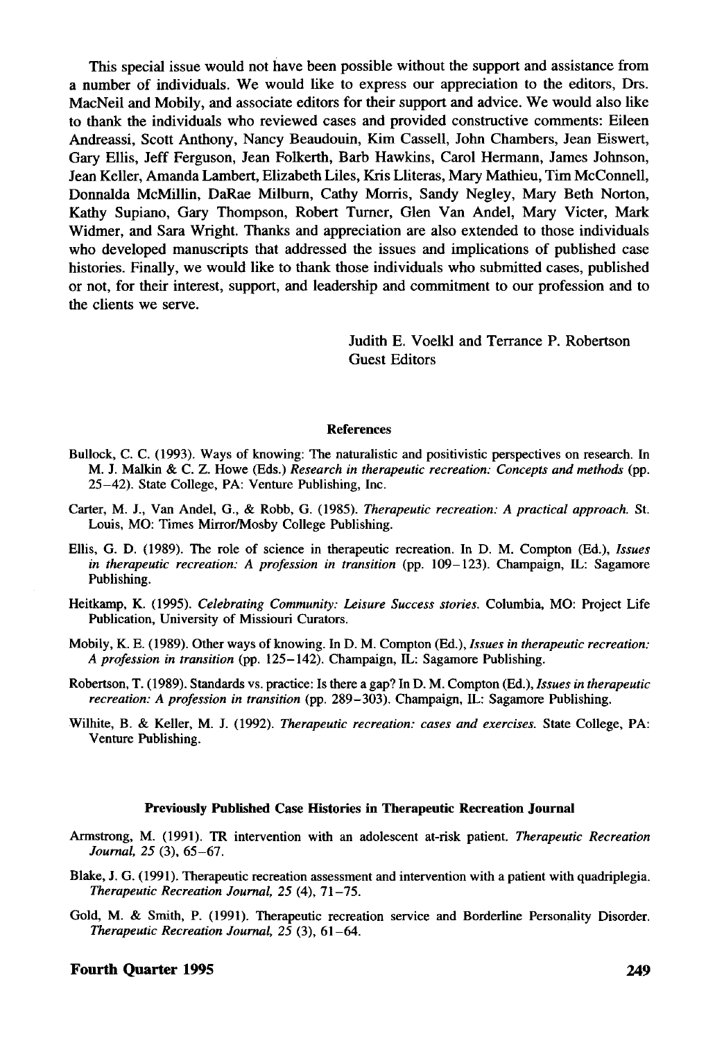This special issue would not have been possible without the support and assistance from a number of individuals. We would like to express our appreciation to the editors, Drs. MacNeil and Mobily, and associate editors for their support and advice. We would also like to thank the individuals who reviewed cases and provided constructive comments: Eileen Andreassi, Scott Anthony, Nancy Beaudouin, Kim Cassell, John Chambers, Jean Eiswert, Gary Ellis, Jeff Ferguson, Jean Folkerth, Barb Hawkins, Carol Hermann, James Johnson, Jean Keller, Amanda Lambert, Elizabeth Liles, Kris Lliteras, Mary Mathieu, Tim McConnell, Donnalda McMillin, DaRae Milburn, Cathy Morris, Sandy Negley, Mary Beth Norton, Kathy Supiano, Gary Thompson, Robert Turner, Glen Van Andel, Mary Victer, Mark Widmer, and Sara Wright. Thanks and appreciation are also extended to those individuals who developed manuscripts that addressed the issues and implications of published case histories. Finally, we would like to thank those individuals who submitted cases, published or not, for their interest, support, and leadership and commitment to our profession and to the clients we serve.

Judith E. Voelkl and Terrance P. Robertson
Guest Editors

## References

Bullock, C. C. (1993). Ways of knowing: The naturalistic and positivistic perspectives on research. In M. J. Malkin & C. Z. Howe (Eds.) *Research in therapeutic recreation: Concepts and methods* (pp. 25–42). State College, PA: Venture Publishing, Inc.

Carter, M. J., Van Andel, G., & Robb, G. (1985). *Therapeutic recreation: A practical approach.* St. Louis, MO: Times Mirror/Mosby College Publishing.

Ellis, G. D. (1989). The role of science in therapeutic recreation. In D. M. Compton (Ed.), *Issues in therapeutic recreation: A profession in transition* (pp. 109–123). Champaign, IL: Sagamore Publishing.

Heitkamp, K. (1995). *Celebrating Community: Leisure Success stories.* Columbia, MO: Project Life Publication, University of Missiouri Curators.

Mobily, K. E. (1989). Other ways of knowing. In D. M. Compton (Ed.), *Issues in therapeutic recreation: A profession in transition* (pp. 125–142). Champaign, IL: Sagamore Publishing.

Robertson, T. (1989). Standards vs. practice: Is there a gap? In D. M. Compton (Ed.), *Issues in therapeutic recreation: A profession in transition* (pp. 289–303). Champaign, IL: Sagamore Publishing.

Wilhite, B. & Keller, M. J. (1992). *Therapeutic recreation: cases and exercises.* State College, PA: Venture Publishing.

## Previously Published Case Histories in Therapeutic Recreation Journal

Armstrong, M. (1991). TR intervention with an adolescent at-risk patient. *Therapeutic Recreation Journal, 25* (3), 65–67.

Blake, J. G. (1991). Therapeutic recreation assessment and intervention with a patient with quadriplegia. *Therapeutic Recreation Journal, 25* (4), 71–75.

Gold, M. & Smith, P. (1991). Therapeutic recreation service and Borderline Personality Disorder. *Therapeutic Recreation Journal, 25* (3), 61–64.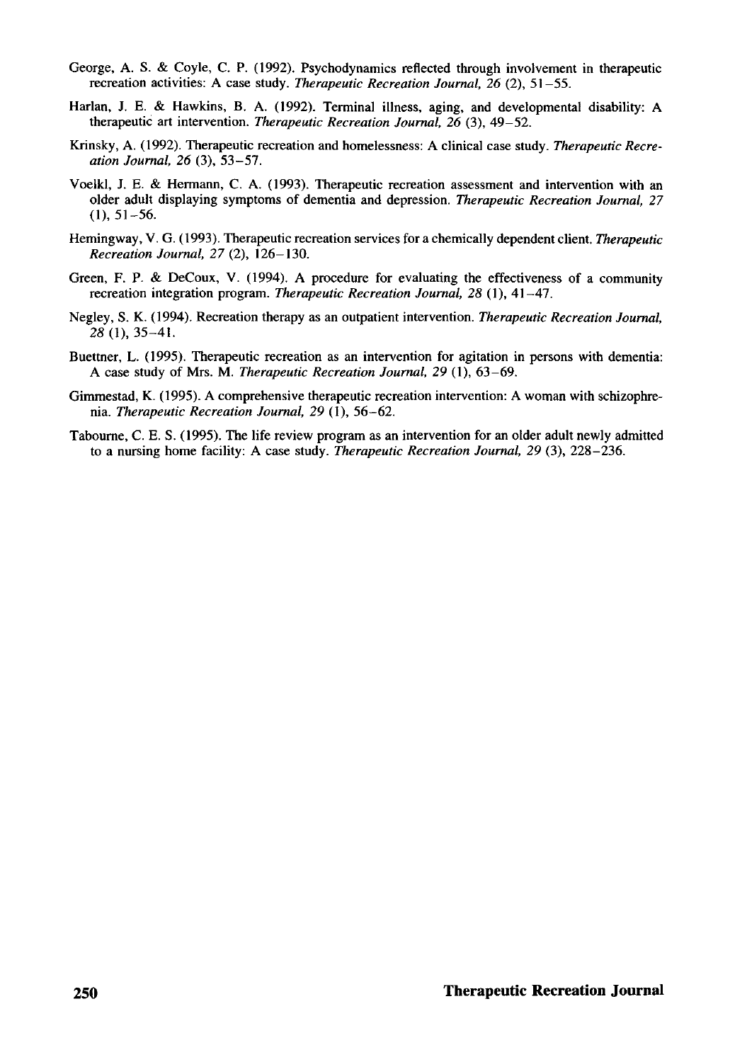George, A. S. & Coyle, C. P. (1992). Psychodynamics reflected through involvement in therapeutic recreation activities: A case study. *Therapeutic Recreation Journal, 26* (2), 51–55.

Harlan, J. E. & Hawkins, B. A. (1992). Terminal illness, aging, and developmental disability: A therapeutic art intervention. *Therapeutic Recreation Journal, 26* (3), 49–52.

Krinsky, A. (1992). Therapeutic recreation and homelessness: A clinical case study. *Therapeutic Recreation Journal, 26* (3), 53–57.

Voelkl, J. E. & Hermann, C. A. (1993). Therapeutic recreation assessment and intervention with an older adult displaying symptoms of dementia and depression. *Therapeutic Recreation Journal, 27* (1), 51–56.

Hemingway, V. G. (1993). Therapeutic recreation services for a chemically dependent client. *Therapeutic Recreation Journal, 27* (2), 126–130.

Green, F. P. & DeCoux, V. (1994). A procedure for evaluating the effectiveness of a community recreation integration program. *Therapeutic Recreation Journal, 28* (1), 41–47.

Negley, S. K. (1994). Recreation therapy as an outpatient intervention. *Therapeutic Recreation Journal, 28* (1), 35–41.

Buettner, L. (1995). Therapeutic recreation as an intervention for agitation in persons with dementia: A case study of Mrs. M. *Therapeutic Recreation Journal, 29* (1), 63–69.

Gimmestad, K. (1995). A comprehensive therapeutic recreation intervention: A woman with schizophrenia. *Therapeutic Recreation Journal, 29* (1), 56–62.

Tabourne, C. E. S. (1995). The life review program as an intervention for an older adult newly admitted to a nursing home facility: A case study. *Therapeutic Recreation Journal, 29* (3), 228–236.